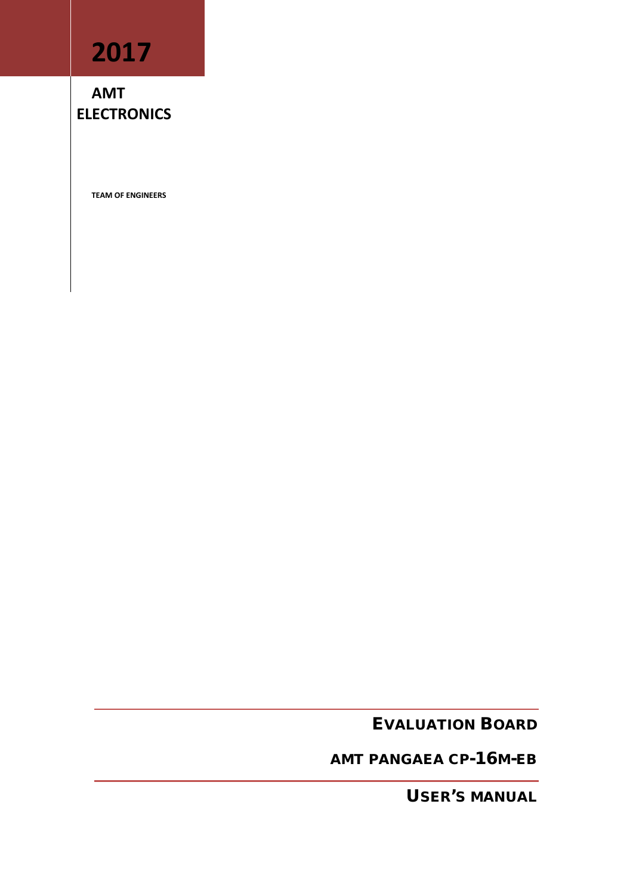# 2017

**AMT ELECTRONICS**

**TEAM OF ENGINEERS**

## EVALUATION BOARD

## AMT PANGAEA CP-16M-EB

## USER'S MANUAL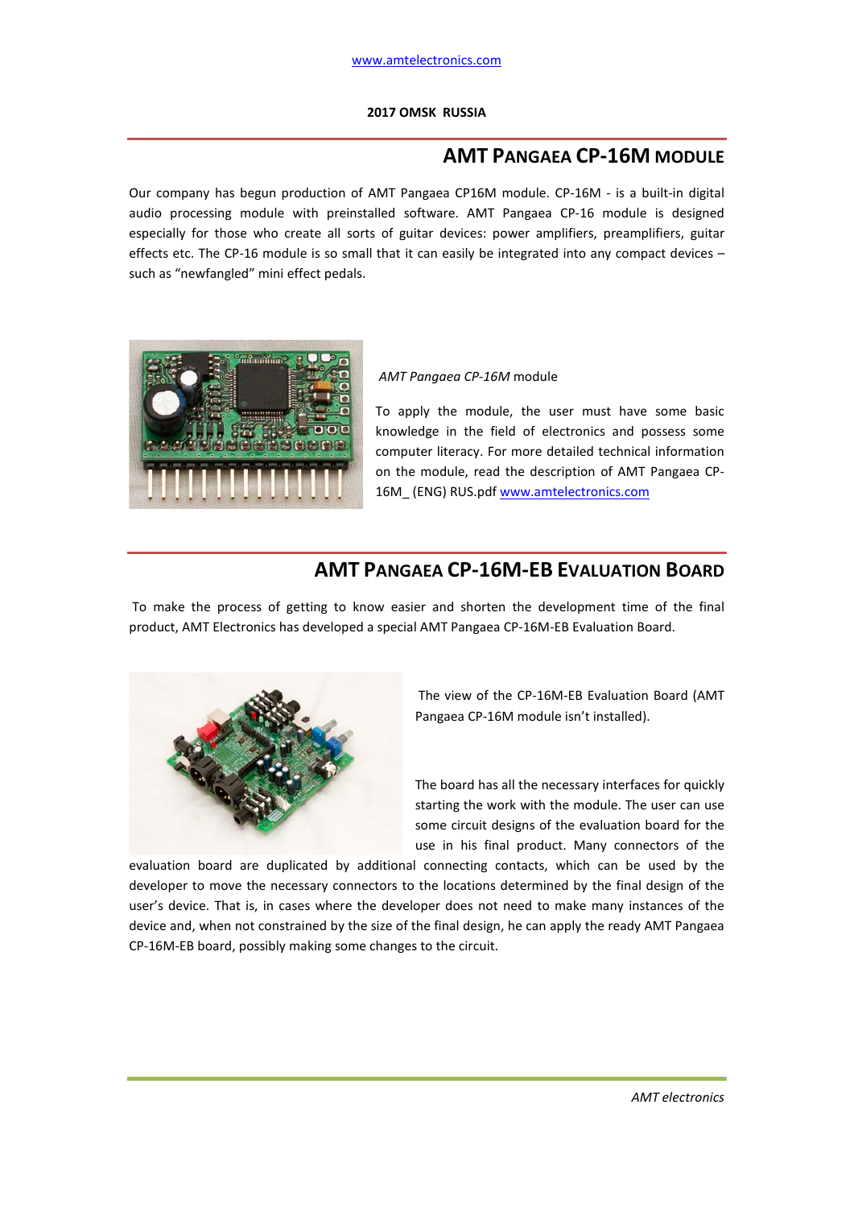www.amtelectronics.com

**2017 OMSK RUSSIA**

## AMT PANGAEA CP-16M MODULE

Our company has begun production of AMT Pangaea CP16M module. CP-16M - is a built-in digital audio processing module with preinstalled software. AMT Pangaea CP-16 module is designed especially for those who create all sorts of guitar devices: power amplifiers, preamplifiers, guitar effects etc. The CP-16 module is so small that it can easily be integrated into any compact devices – such as "newfangled" mini effect pedals.

*AMT Pangaea CP-16M* module

To apply the module, the user must have some basic knowledge in the field of electronics and possess some computer literacy. For more detailed technical information on the module, read the description of AMT Pangaea CP-16M_ (ENG) RUS.pdf www.amtelectronics.com

## AMT PANGAEA CP-16M-EB EVALUATION BOARD

To make the process of getting to know easier and shorten the development time of the final product, AMT Electronics has developed a special AMT Pangaea CP-16M-EB Evaluation Board.

The view of the CP-16M-EB Evaluation Board (AMT Pangaea CP-16M module isn't installed).

The board has all the necessary interfaces for quickly starting the work with the module. The user can use some circuit designs of the evaluation board for the use in his final product. Many connectors of the evaluation board are duplicated by additional connecting contacts, which can be used by the developer to move the necessary connectors to the locations determined by the final design of the user's device. That is, in cases where the developer does not need to make many instances of the device and, when not constrained by the size of the final design, he can apply the ready AMT Pangaea CP-16M-EB board, possibly making some changes to the circuit.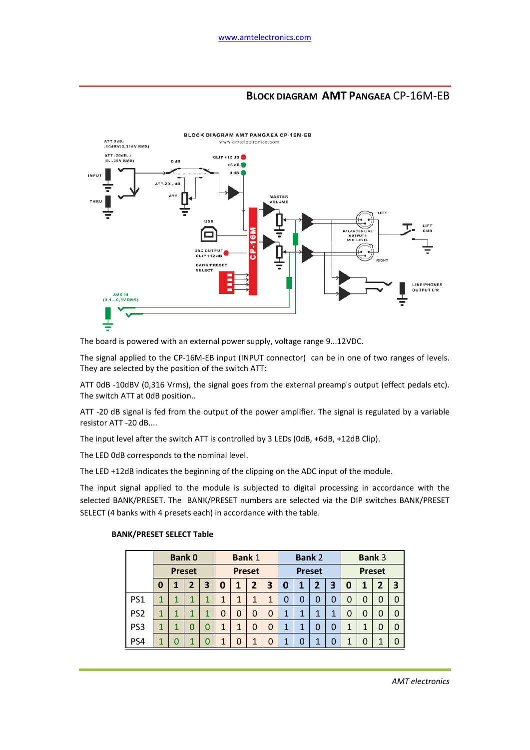www.amtelectronics.com

## BLOCK DIAGRAM AMT PANGAEA CP-16M-EB

The board is powered with an external power supply, voltage range 9...12VDC.

The signal applied to the CP-16M-EB input (INPUT connector) can be in one of two ranges of levels. They are selected by the position of the switch ATT:

ATT 0dB -10dBV (0,316 Vrms), the signal goes from the external preamp's output (effect pedals etc). The switch ATT at 0dB position..

ATT -20 dB signal is fed from the output of the power amplifier. The signal is regulated by a variable resistor ATT -20 dB....

The input level after the switch ATT is controlled by 3 LEDs (0dB, +6dB, +12dB Clip).

The LED 0dB corresponds to the nominal level.

The LED +12dB indicates the beginning of the clipping on the ADC input of the module.

The input signal applied to the module is subjected to digital processing in accordance with the selected BANK/PRESET. The BANK/PRESET numbers are selected via the DIP switches BANK/PRESET SELECT (4 banks with 4 presets each) in accordance with the table.

**BANK/PRESET SELECT Table**

| | Bank 0 | | | | Bank 1 | | | | Bank 2 | | | | Bank 3 | | | |
|---|---|---|---|---|---|---|---|---|---|---|---|---|---|---|---|---|
| | Preset | | | | Preset | | | | Preset | | | | Preset | | | |
| | 0 | 1 | 2 | 3 | 0 | 1 | 2 | 3 | 0 | 1 | 2 | 3 | 0 | 1 | 2 | 3 |
| PS1 | 1 | 1 | 1 | 1 | 1 | 1 | 1 | 1 | 0 | 0 | 0 | 0 | 0 | 0 | 0 | 0 |
| PS2 | 1 | 1 | 1 | 1 | 0 | 0 | 0 | 0 | 1 | 1 | 1 | 1 | 0 | 0 | 0 | 0 |
| PS3 | 1 | 1 | 0 | 0 | 1 | 1 | 0 | 0 | 1 | 1 | 0 | 0 | 1 | 1 | 0 | 0 |
| PS4 | 1 | 0 | 1 | 0 | 1 | 0 | 1 | 0 | 1 | 0 | 1 | 0 | 1 | 0 | 1 | 0 |

*AMT electronics*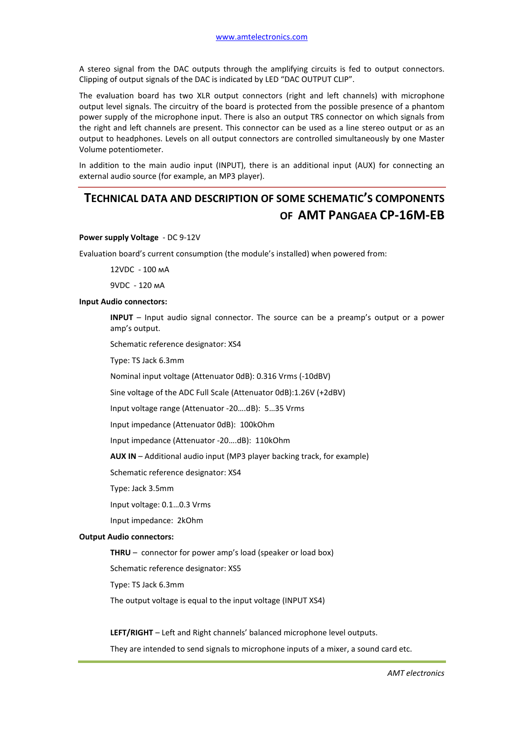A stereo signal from the DAC outputs through the amplifying circuits is fed to output connectors. Clipping of output signals of the DAC is indicated by LED "DAC OUTPUT CLIP".

The evaluation board has two XLR output connectors (right and left channels) with microphone output level signals. The circuitry of the board is protected from the possible presence of a phantom power supply of the microphone input. There is also an output TRS connector on which signals from the right and left channels are present. This connector can be used as a line stereo output or as an output to headphones. Levels on all output connectors are controlled simultaneously by one Master Volume potentiometer.

In addition to the main audio input (INPUT), there is an additional input (AUX) for connecting an external audio source (for example, an MP3 player).

## TECHNICAL DATA AND DESCRIPTION OF SOME SCHEMATIC'S COMPONENTS OF AMT PANGAEA CP-16M-EB

**Power supply Voltage** - DC 9-12V

Evaluation board's current consumption (the module's installed) when powered from:

12VDC - 100 мA

9VDC - 120 мA

**Input Audio connectors:**

**INPUT** – Input audio signal connector. The source can be a preamp's output or a power amp's output.

Schematic reference designator: XS4

Type: TS Jack 6.3mm

Nominal input voltage (Attenuator 0dB): 0.316 Vrms (-10dBV)

Sine voltage of the ADC Full Scale (Attenuator 0dB):1.26V (+2dBV)

Input voltage range (Attenuator -20….dB): 5…35 Vrms

Input impedance (Attenuator 0dB): 100kOhm

Input impedance (Attenuator -20….dB): 110kOhm

**AUX IN** – Additional audio input (MP3 player backing track, for example)

Schematic reference designator: XS4

Type: Jack 3.5mm

Input voltage: 0.1…0.3 Vrms

Input impedance: 2kOhm

**Output Audio connectors:**

**THRU** – connector for power amp's load (speaker or load box)

Schematic reference designator: XS5

Type: TS Jack 6.3mm

The output voltage is equal to the input voltage (INPUT XS4)

**LEFT/RIGHT** – Left and Right channels' balanced microphone level outputs.

They are intended to send signals to microphone inputs of a mixer, a sound card etc.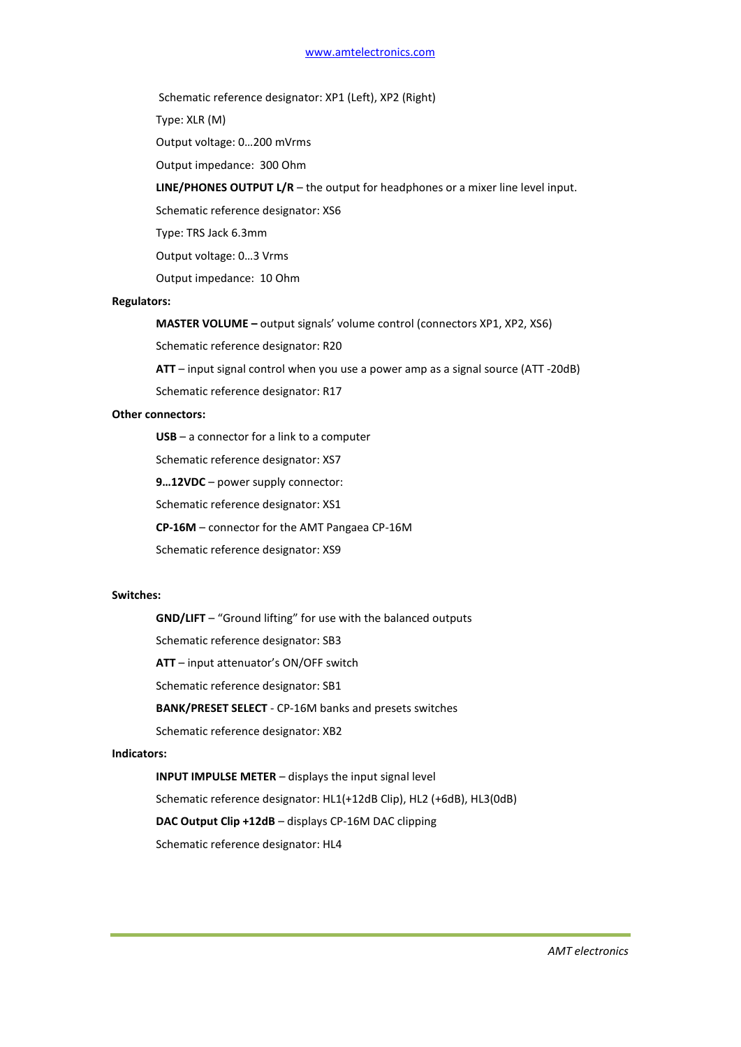Schematic reference designator: XP1 (Left), XP2 (Right)

Type: XLR (M)

Output voltage: 0…200 mVrms

Output impedance:  300 Ohm

**LINE/PHONES OUTPUT L/R** – the output for headphones or a mixer line level input.

Schematic reference designator: XS6

Type: TRS Jack 6.3mm

Output voltage: 0…3 Vrms

Output impedance:  10 Ohm

**Regulators:**

**MASTER VOLUME –** output signals' volume control (connectors XP1, XP2, XS6)

Schematic reference designator: R20

**ATT** – input signal control when you use a power amp as a signal source (ATT -20dB)

Schematic reference designator: R17

**Other connectors:**

**USB** – a connector for a link to a computer

Schematic reference designator: XS7

**9…12VDC** – power supply connector:

Schematic reference designator: XS1

**CP-16M** – connector for the AMT Pangaea CP-16M

Schematic reference designator: XS9

**Switches:**

**GND/LIFT** – "Ground lifting" for use with the balanced outputs

Schematic reference designator: SB3

**ATT** – input attenuator's ON/OFF switch

Schematic reference designator: SB1

**BANK/PRESET SELECT** - CP-16M banks and presets switches

Schematic reference designator: XB2

**Indicators:**

**INPUT IMPULSE METER** – displays the input signal level

Schematic reference designator: HL1(+12dB Clip), HL2 (+6dB), HL3(0dB)

**DAC Output Clip +12dB** – displays CP-16M DAC clipping

Schematic reference designator: HL4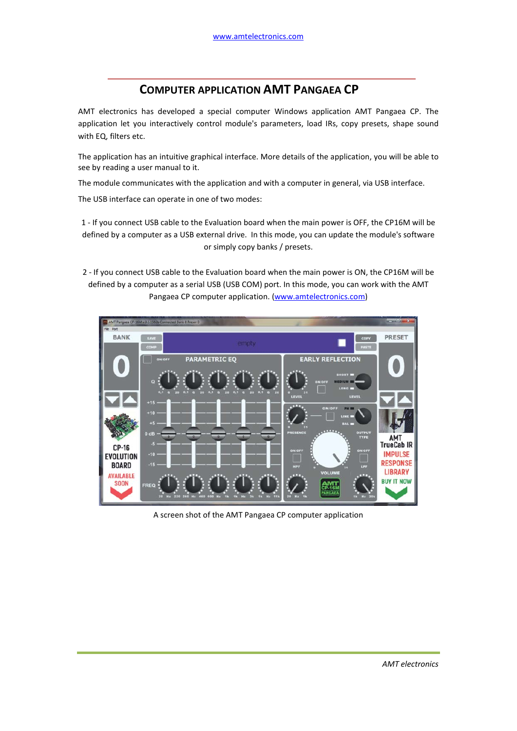# Computer Application AMT Pangaea CP

AMT electronics has developed a special computer Windows application AMT Pangaea CP. The application let you interactively control module's parameters, load IRs, copy presets, shape sound with EQ, filters etc.

The application has an intuitive graphical interface. More details of the application, you will be able to see by reading a user manual to it.

The module communicates with the application and with a computer in general, via USB interface.

The USB interface can operate in one of two modes:

1 - If you connect USB cable to the Evaluation board when the main power is OFF, the CP16M will be defined by a computer as a USB external drive. In this mode, you can update the module's software or simply copy banks / presets.

2 - If you connect USB cable to the Evaluation board when the main power is ON, the CP16M will be defined by a computer as a serial USB (USB COM) port. In this mode, you can work with the AMT Pangaea CP computer application. (www.amtelectronics.com)

A screen shot of the AMT Pangaea CP computer application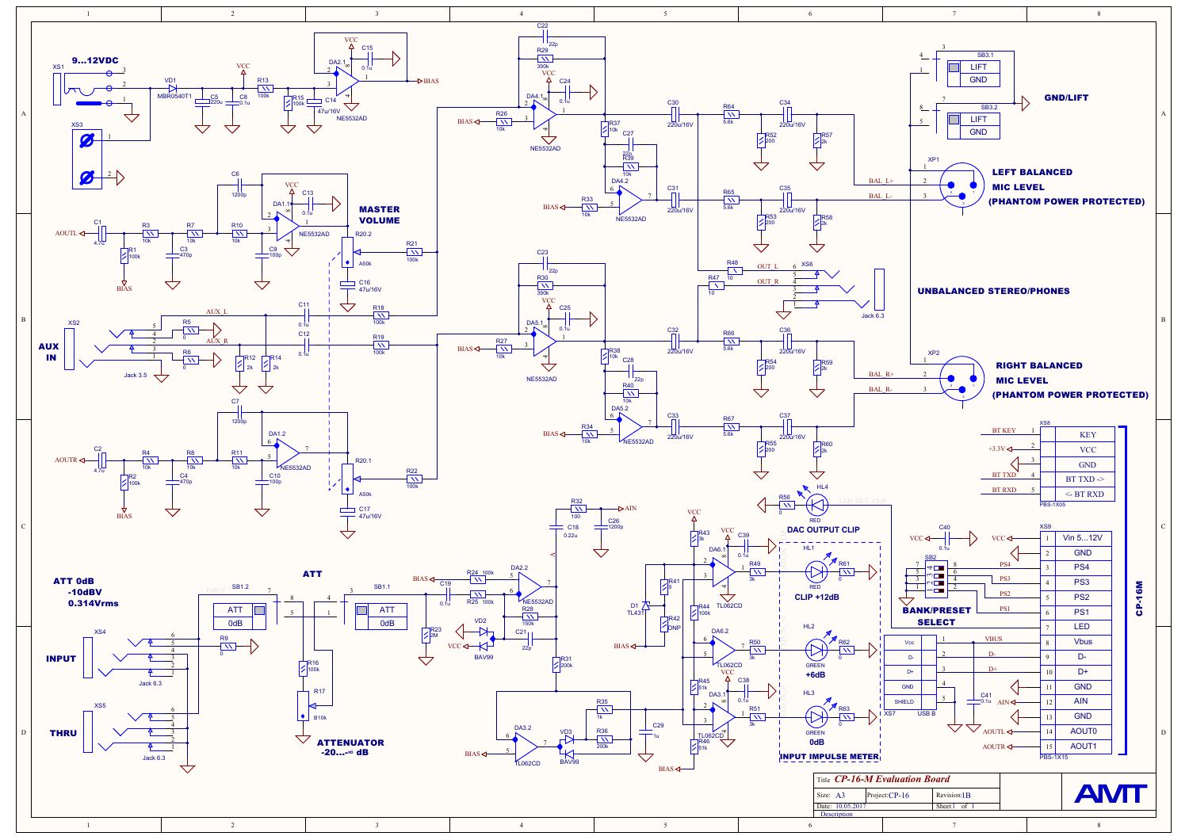## CP-16-M Evaluation Board

**9...12VDC**

**MASTER VOLUME**

**AUX IN**

**GND/LIFT**

**LEFT BALANCED MIC LEVEL (PHANTOM POWER PROTECTED)**

**UNBALANCED STEREO/PHONES**

**RIGHT BALANCED MIC LEVEL (PHANTOM POWER PROTECTED)**

**ATT 0dB -10dBV 0.314Vrms**

**ATT**

**INPUT**

**THRU**

**ATTENUATOR -20...-∞ dB**

**DAC OUTPUT CLIP**

CLIP +12dB

+6dB

0dB

**INPUT IMPULSE METER**

**BANK/PRESET SELECT**

**CP-16M**

| XS8 | |
|---|---|
| 1 | KEY |
| 2 | VCC |
| 3 | GND |
| 4 | BT TXD -> |
| 5 | <- BT RXD |

PBS-1X05

| XS9 | |
|---|---|
| 1 | Vin 5...12V |
| 2 | GND |
| 3 | PS4 |
| 4 | PS3 |
| 5 | PS2 |
| 6 | PS1 |
| 7 | LED |
| 8 | Vbus |
| 9 | D- |
| 10 | D+ |
| 11 | GND |
| 12 | AIN |
| 13 | GND |
| 14 | AOUT0 |
| 15 | AOUT1 |

PBS-1X15

| | |
|---|---|
| Title | CP-16-M Evaluation Board |
| Size: A3 | Project: CP-16 | Revision: 1B |
| Date: 10.05.2017 | Sheet 1 of 1 |
| Description | |

AMT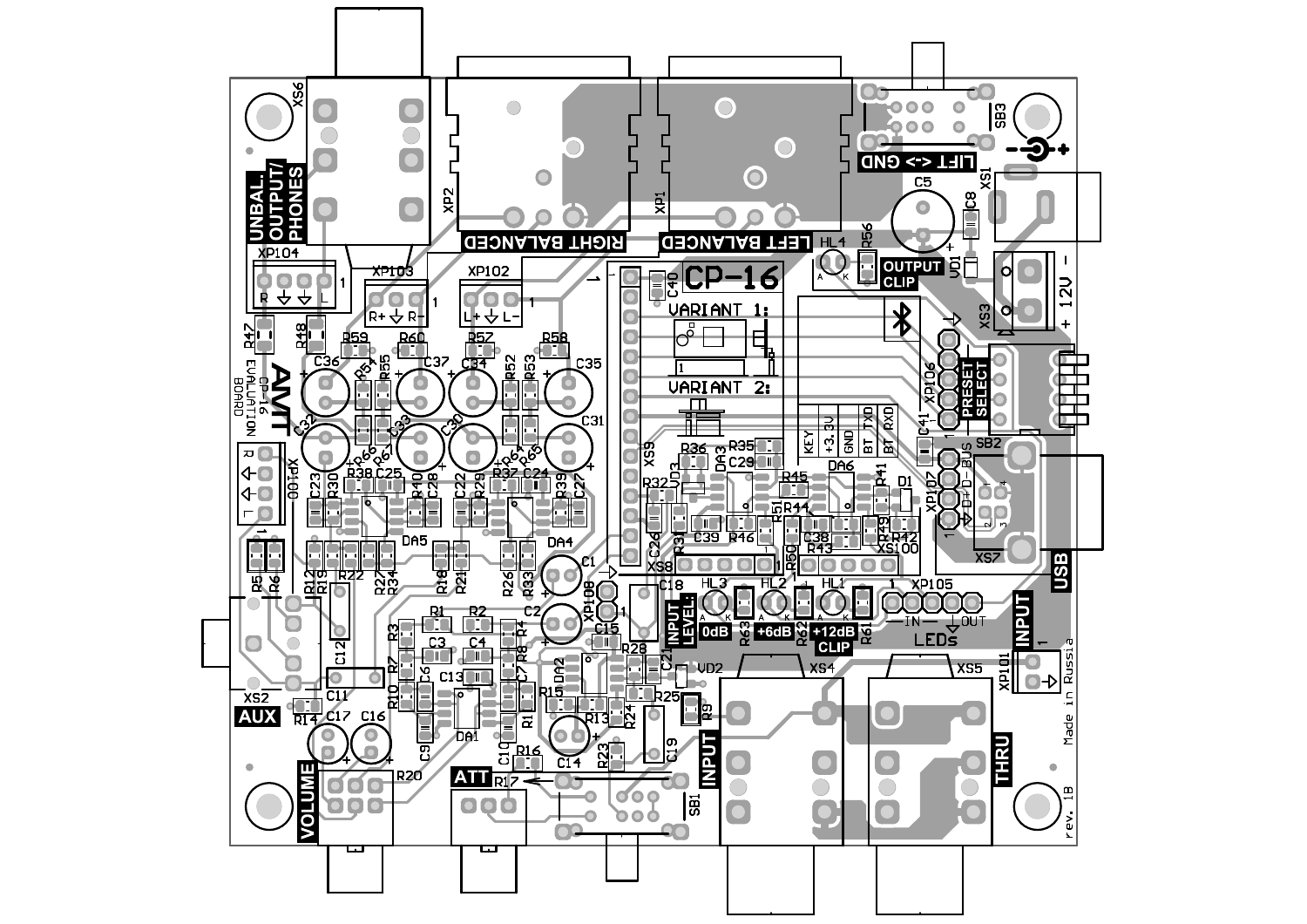CP-16

VARIANT 1:

VARIANT 2:

AVT CP-16 EVALUATION BOARD

UNBAL. OUTPUT/ PHONES

RIGHT BALANCED

LEFT BALANCED

LIFT <-> GND

OUTPUT CLIP

12V

PRESET SELECT

D+ D- BUS

USB

INPUT LEVEL:

0dB

+6dB

+12dB CLIP

LEDs

IN

OUT

INPUT

THRU

AUX

VOLUME

ATT

KEY

+3.3V

GND

BT TXD

BT RXD

Made in Russia

rev. 1B